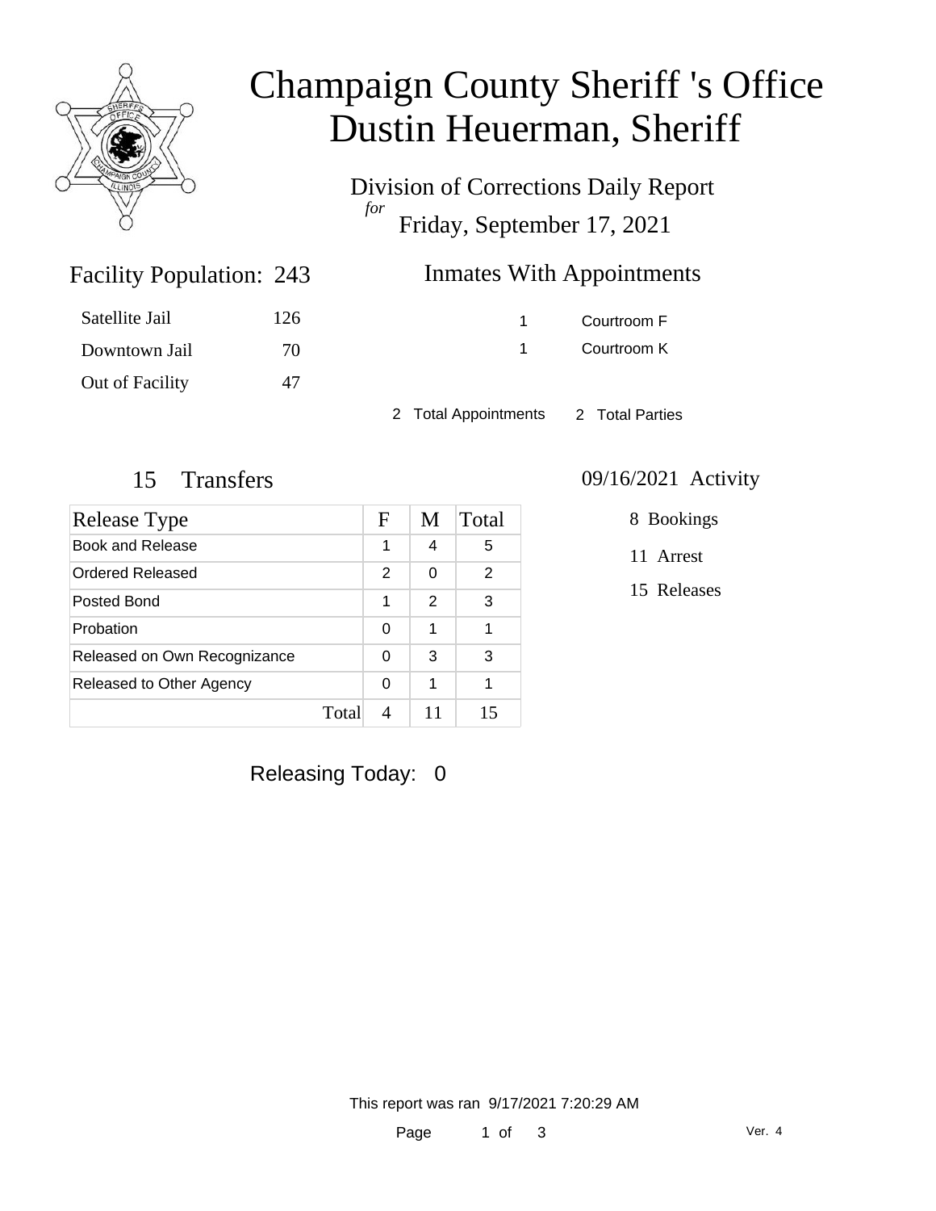# Champaign County Sheriff 's Office
# Dustin Heuerman, Sheriff

Division of Corrections Daily Report
*for*
Friday, September 17, 2021

## Facility Population: 243

| | |
|---|---|
| Satellite Jail | 126 |
| Downtown Jail | 70 |
| Out of Facility | 47 |

## Inmates With Appointments

| | |
|---|---|
| 1 | Courtroom F |
| 1 | Courtroom K |

2 Total Appointments    2 Total Parties

## 15 Transfers

| Release Type | F | M | Total |
|---|---|---|---|
| Book and Release | 1 | 4 | 5 |
| Ordered Released | 2 | 0 | 2 |
| Posted Bond | 1 | 2 | 3 |
| Probation | 0 | 1 | 1 |
| Released on Own Recognizance | 0 | 3 | 3 |
| Released to Other Agency | 0 | 1 | 1 |
| Total | 4 | 11 | 15 |

## 09/16/2021 Activity

8 Bookings

11 Arrest

15 Releases

Releasing Today: 0

This report was ran 9/17/2021 7:20:29 AM

Ver. 4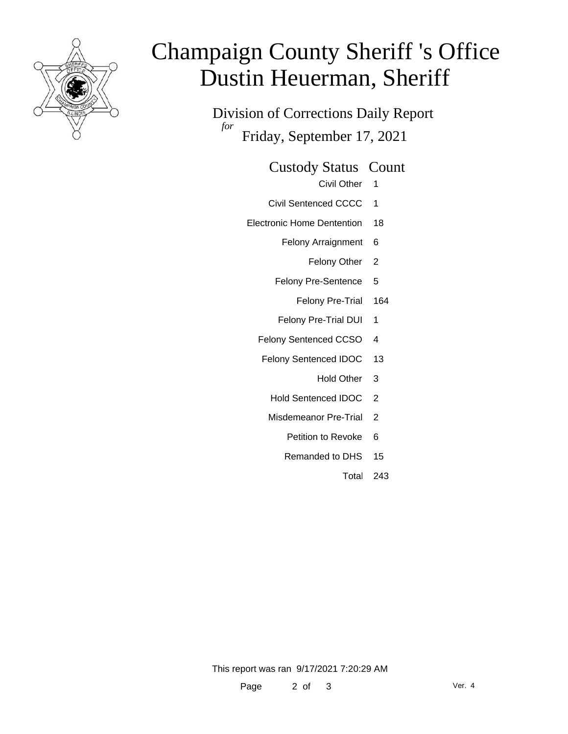# Champaign County Sheriff 's Office
# Dustin Heuerman, Sheriff

Division of Corrections Daily Report
*for*
Friday, September 17, 2021

| Custody Status | Count |
|---|---|
| Civil Other | 1 |
| Civil Sentenced CCCC | 1 |
| Electronic Home Dentention | 18 |
| Felony Arraignment | 6 |
| Felony Other | 2 |
| Felony Pre-Sentence | 5 |
| Felony Pre-Trial | 164 |
| Felony Pre-Trial DUI | 1 |
| Felony Sentenced CCSO | 4 |
| Felony Sentenced IDOC | 13 |
| Hold Other | 3 |
| Hold Sentenced IDOC | 2 |
| Misdemeanor Pre-Trial | 2 |
| Petition to Revoke | 6 |
| Remanded to DHS | 15 |
| Total | 243 |

This report was ran 9/17/2021 7:20:29 AM

Ver. 4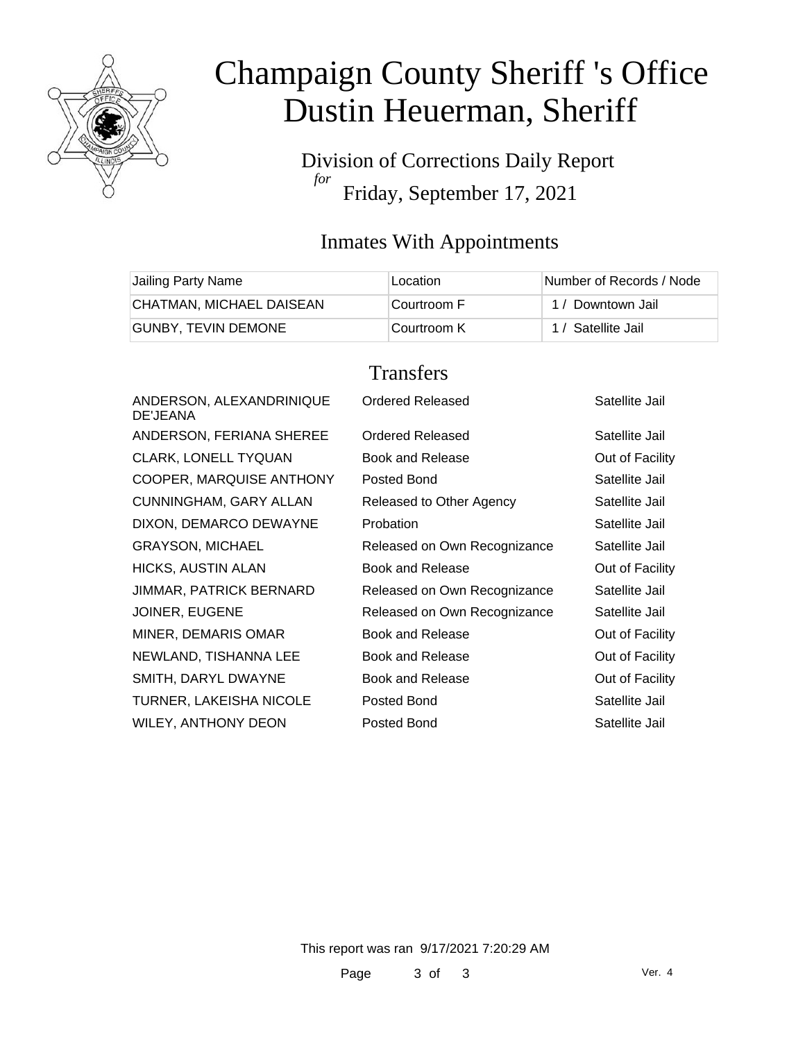# Champaign County Sheriff 's Office
# Dustin Heuerman, Sheriff

### Division of Corrections Daily Report
*for*
### Friday, September 17, 2021

## Inmates With Appointments

| Jailing Party Name | Location | Number of Records / Node |
|---|---|---|
| CHATMAN, MICHAEL DAISEAN | Courtroom F | 1 / Downtown Jail |
| GUNBY, TEVIN DEMONE | Courtroom K | 1 / Satellite Jail |

## Transfers

| | | |
|---|---|---|
| ANDERSON, ALEXANDRINIQUE DE'JEANA | Ordered Released | Satellite Jail |
| ANDERSON, FERIANA SHEREE | Ordered Released | Satellite Jail |
| CLARK, LONELL TYQUAN | Book and Release | Out of Facility |
| COOPER, MARQUISE ANTHONY | Posted Bond | Satellite Jail |
| CUNNINGHAM, GARY ALLAN | Released to Other Agency | Satellite Jail |
| DIXON, DEMARCO DEWAYNE | Probation | Satellite Jail |
| GRAYSON, MICHAEL | Released on Own Recognizance | Satellite Jail |
| HICKS, AUSTIN ALAN | Book and Release | Out of Facility |
| JIMMAR, PATRICK BERNARD | Released on Own Recognizance | Satellite Jail |
| JOINER, EUGENE | Released on Own Recognizance | Satellite Jail |
| MINER, DEMARIS OMAR | Book and Release | Out of Facility |
| NEWLAND, TISHANNA LEE | Book and Release | Out of Facility |
| SMITH, DARYL DWAYNE | Book and Release | Out of Facility |
| TURNER, LAKEISHA NICOLE | Posted Bond | Satellite Jail |
| WILEY, ANTHONY DEON | Posted Bond | Satellite Jail |

This report was ran 9/17/2021 7:20:29 AM

Ver. 4